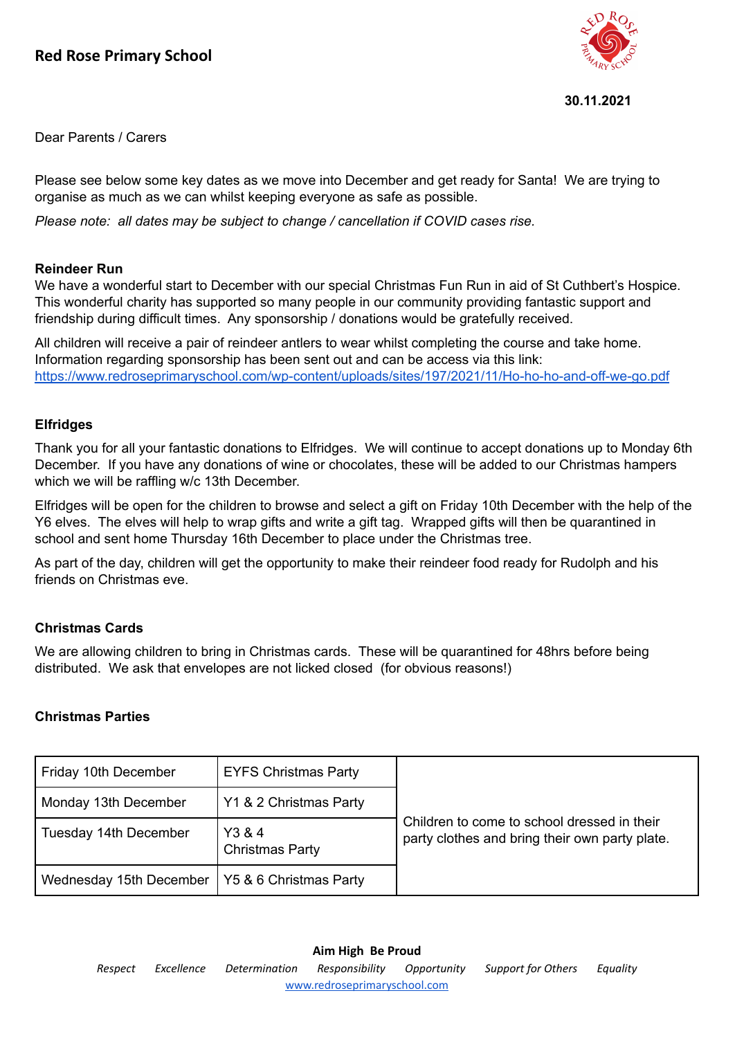# Red Rose Primary School

**30.11.2021**

Dear Parents / Carers

Please see below some key dates as we move into December and get ready for Santa! We are trying to organise as much as we can whilst keeping everyone as safe as possible.

*Please note: all dates may be subject to change / cancellation if COVID cases rise.*

**Reindeer Run**

We have a wonderful start to December with our special Christmas Fun Run in aid of St Cuthbert's Hospice. This wonderful charity has supported so many people in our community providing fantastic support and friendship during difficult times. Any sponsorship / donations would be gratefully received.

All children will receive a pair of reindeer antlers to wear whilst completing the course and take home. Information regarding sponsorship has been sent out and can be access via this link: https://www.redroseprimaryschool.com/wp-content/uploads/sites/197/2021/11/Ho-ho-ho-and-off-we-go.pdf

**Elfridges**

Thank you for all your fantastic donations to Elfridges. We will continue to accept donations up to Monday 6th December. If you have any donations of wine or chocolates, these will be added to our Christmas hampers which we will be raffling w/c 13th December.

Elfridges will be open for the children to browse and select a gift on Friday 10th December with the help of the Y6 elves. The elves will help to wrap gifts and write a gift tag. Wrapped gifts will then be quarantined in school and sent home Thursday 16th December to place under the Christmas tree.

As part of the day, children will get the opportunity to make their reindeer food ready for Rudolph and his friends on Christmas eve.

**Christmas Cards**

We are allowing children to bring in Christmas cards. These will be quarantined for 48hrs before being distributed. We ask that envelopes are not licked closed (for obvious reasons!)

**Christmas Parties**

| | | |
|---|---|---|
| Friday 10th December | EYFS Christmas Party | Children to come to school dressed in their party clothes and bring their own party plate. |
| Monday 13th December | Y1 & 2 Christmas Party | |
| Tuesday 14th December | Y3 & 4 Christmas Party | |
| Wednesday 15th December | Y5 & 6 Christmas Party | |

**Aim High Be Proud**

*Respect Excellence Determination Responsibility Opportunity Support for Others Equality*

www.redroseprimaryschool.com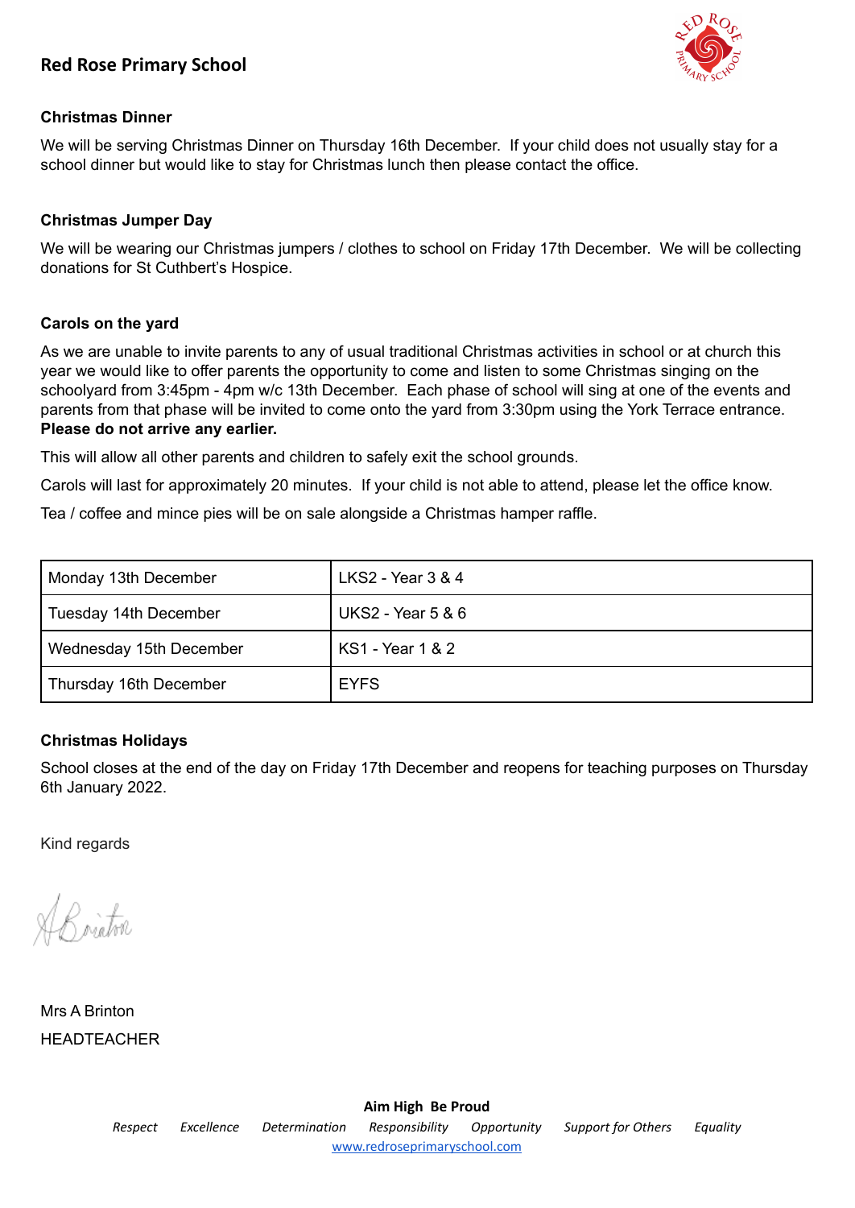## Red Rose Primary School

### Christmas Dinner

We will be serving Christmas Dinner on Thursday 16th December. If your child does not usually stay for a school dinner but would like to stay for Christmas lunch then please contact the office.

### Christmas Jumper Day

We will be wearing our Christmas jumpers / clothes to school on Friday 17th December. We will be collecting donations for St Cuthbert's Hospice.

### Carols on the yard

As we are unable to invite parents to any of usual traditional Christmas activities in school or at church this year we would like to offer parents the opportunity to come and listen to some Christmas singing on the schoolyard from 3:45pm - 4pm w/c 13th December. Each phase of school will sing at one of the events and parents from that phase will be invited to come onto the yard from 3:30pm using the York Terrace entrance. **Please do not arrive any earlier.**

This will allow all other parents and children to safely exit the school grounds.

Carols will last for approximately 20 minutes. If your child is not able to attend, please let the office know.

Tea / coffee and mince pies will be on sale alongside a Christmas hamper raffle.

| | |
|---|---|
| Monday 13th December | LKS2 - Year 3 & 4 |
| Tuesday 14th December | UKS2 - Year 5 & 6 |
| Wednesday 15th December | KS1 - Year 1 & 2 |
| Thursday 16th December | EYFS |

### Christmas Holidays

School closes at the end of the day on Friday 17th December and reopens for teaching purposes on Thursday 6th January 2022.

Kind regards

Mrs A Brinton
HEADTEACHER

**Aim High Be Proud**

*Respect Excellence Determination Responsibility Opportunity Support for Others Equality*

www.redroseprimaryschool.com